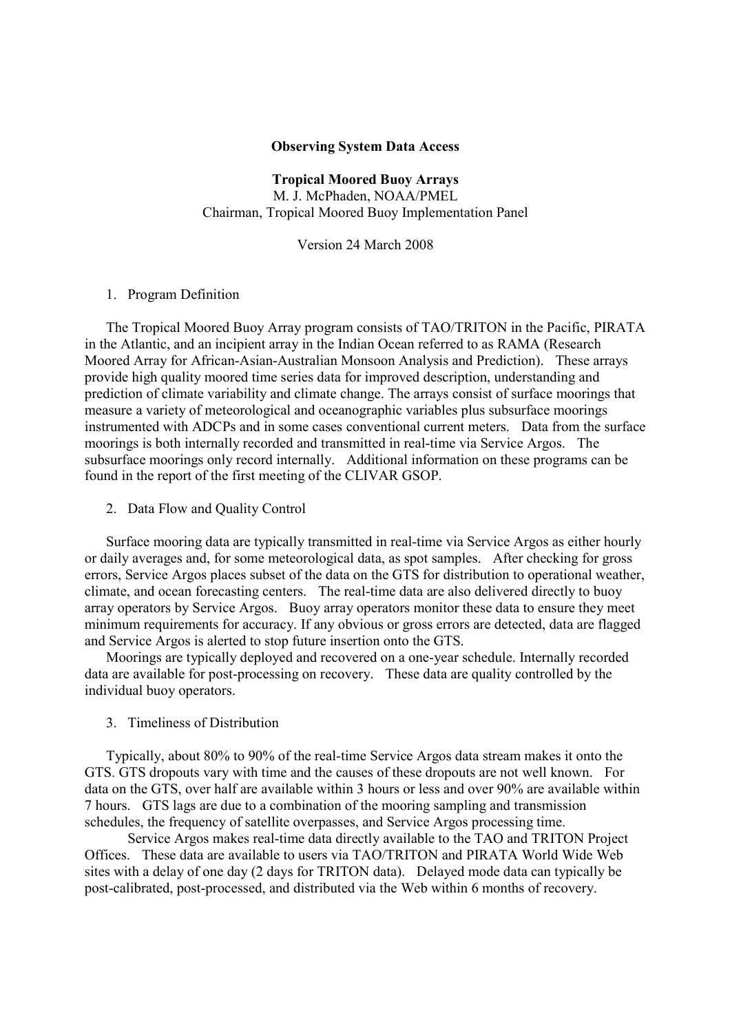**Observing System Data Access**

**Tropical Moored Buoy Arrays**

M. J. McPhaden, NOAA/PMEL
Chairman, Tropical Moored Buoy Implementation Panel

Version 24 March 2008

1. Program Definition

The Tropical Moored Buoy Array program consists of TAO/TRITON in the Pacific, PIRATA in the Atlantic, and an incipient array in the Indian Ocean referred to as RAMA (Research Moored Array for African-Asian-Australian Monsoon Analysis and Prediction). These arrays provide high quality moored time series data for improved description, understanding and prediction of climate variability and climate change. The arrays consist of surface moorings that measure a variety of meteorological and oceanographic variables plus subsurface moorings instrumented with ADCPs and in some cases conventional current meters. Data from the surface moorings is both internally recorded and transmitted in real-time via Service Argos. The subsurface moorings only record internally. Additional information on these programs can be found in the report of the first meeting of the CLIVAR GSOP.

2. Data Flow and Quality Control

Surface mooring data are typically transmitted in real-time via Service Argos as either hourly or daily averages and, for some meteorological data, as spot samples. After checking for gross errors, Service Argos places subset of the data on the GTS for distribution to operational weather, climate, and ocean forecasting centers. The real-time data are also delivered directly to buoy array operators by Service Argos. Buoy array operators monitor these data to ensure they meet minimum requirements for accuracy. If any obvious or gross errors are detected, data are flagged and Service Argos is alerted to stop future insertion onto the GTS.

Moorings are typically deployed and recovered on a one-year schedule. Internally recorded data are available for post-processing on recovery. These data are quality controlled by the individual buoy operators.

3. Timeliness of Distribution

Typically, about 80% to 90% of the real-time Service Argos data stream makes it onto the GTS. GTS dropouts vary with time and the causes of these dropouts are not well known. For data on the GTS, over half are available within 3 hours or less and over 90% are available within 7 hours. GTS lags are due to a combination of the mooring sampling and transmission schedules, the frequency of satellite overpasses, and Service Argos processing time.

Service Argos makes real-time data directly available to the TAO and TRITON Project Offices. These data are available to users via TAO/TRITON and PIRATA World Wide Web sites with a delay of one day (2 days for TRITON data). Delayed mode data can typically be post-calibrated, post-processed, and distributed via the Web within 6 months of recovery.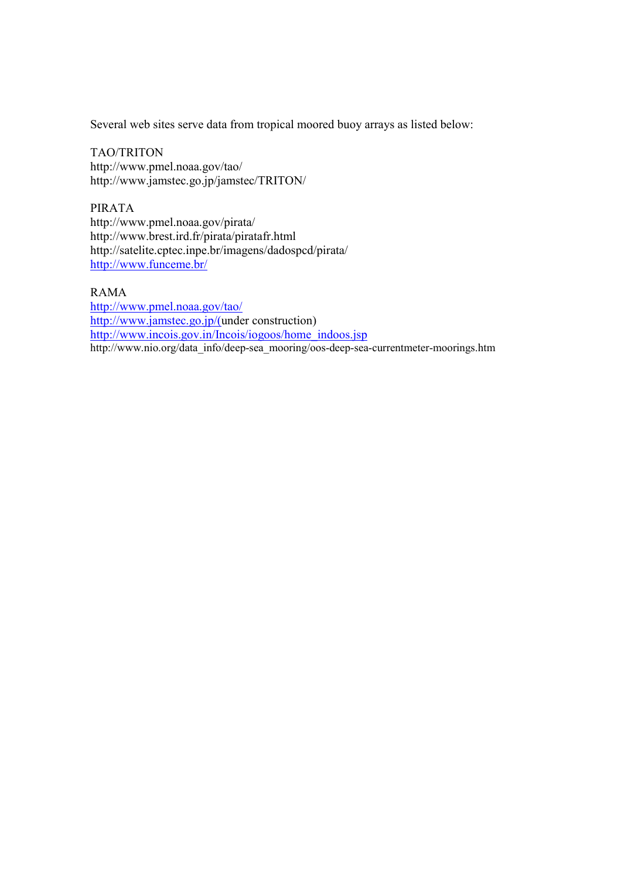Several web sites serve data from tropical moored buoy arrays as listed below:

TAO/TRITON
http://www.pmel.noaa.gov/tao/
http://www.jamstec.go.jp/jamstec/TRITON/

PIRATA
http://www.pmel.noaa.gov/pirata/
http://www.brest.ird.fr/pirata/piratafr.html
http://satelite.cptec.inpe.br/imagens/dadospcd/pirata/
http://www.funceme.br/

RAMA
http://www.pmel.noaa.gov/tao/
http://www.jamstec.go.jp/(under construction)
http://www.incois.gov.in/Incois/iogoos/home_indoos.jsp
http://www.nio.org/data_info/deep-sea_mooring/oos-deep-sea-currentmeter-moorings.htm